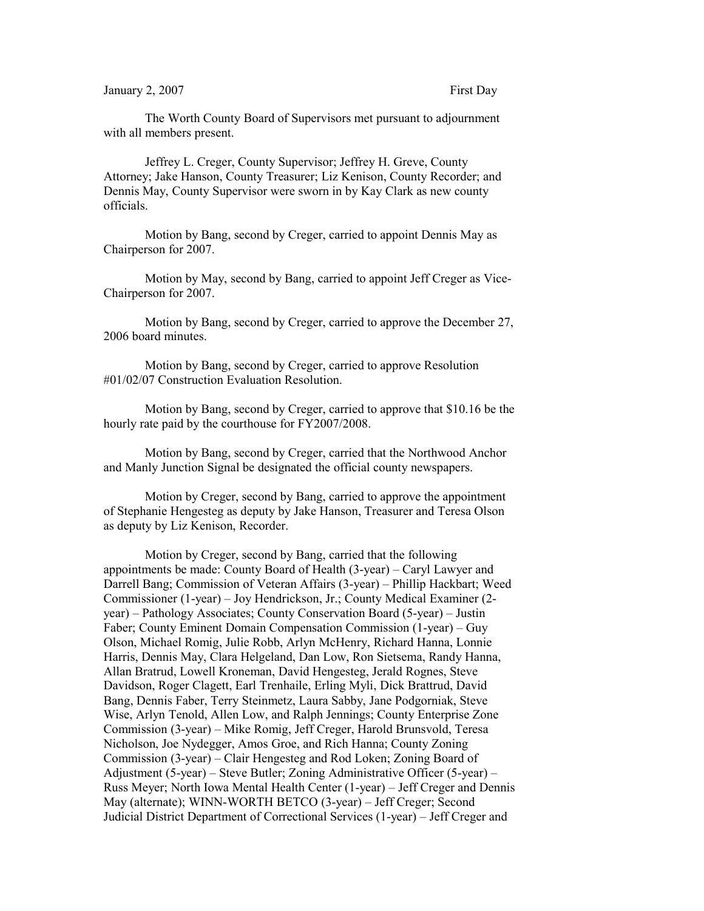January 2, 2007 First Day

The Worth County Board of Supervisors met pursuant to adjournment with all members present.

Jeffrey L. Creger, County Supervisor; Jeffrey H. Greve, County Attorney; Jake Hanson, County Treasurer; Liz Kenison, County Recorder; and Dennis May, County Supervisor were sworn in by Kay Clark as new county officials.

Motion by Bang, second by Creger, carried to appoint Dennis May as Chairperson for 2007.

Motion by May, second by Bang, carried to appoint Jeff Creger as Vice-Chairperson for 2007.

Motion by Bang, second by Creger, carried to approve the December 27, 2006 board minutes.

Motion by Bang, second by Creger, carried to approve Resolution #01/02/07 Construction Evaluation Resolution.

Motion by Bang, second by Creger, carried to approve that $10.16 be the hourly rate paid by the courthouse for FY2007/2008.

Motion by Bang, second by Creger, carried that the Northwood Anchor and Manly Junction Signal be designated the official county newspapers.

Motion by Creger, second by Bang, carried to approve the appointment of Stephanie Hengesteg as deputy by Jake Hanson, Treasurer and Teresa Olson as deputy by Liz Kenison, Recorder.

Motion by Creger, second by Bang, carried that the following appointments be made: County Board of Health (3-year) – Caryl Lawyer and Darrell Bang; Commission of Veteran Affairs (3-year) – Phillip Hackbart; Weed Commissioner (1-year) – Joy Hendrickson, Jr.; County Medical Examiner (2-year) – Pathology Associates; County Conservation Board (5-year) – Justin Faber; County Eminent Domain Compensation Commission (1-year) – Guy Olson, Michael Romig, Julie Robb, Arlyn McHenry, Richard Hanna, Lonnie Harris, Dennis May, Clara Helgeland, Dan Low, Ron Sietsema, Randy Hanna, Allan Bratrud, Lowell Kroneman, David Hengesteg, Jerald Rognes, Steve Davidson, Roger Clagett, Earl Trenhaile, Erling Myli, Dick Brattrud, David Bang, Dennis Faber, Terry Steinmetz, Laura Sabby, Jane Podgorniak, Steve Wise, Arlyn Tenold, Allen Low, and Ralph Jennings; County Enterprise Zone Commission (3-year) – Mike Romig, Jeff Creger, Harold Brunsvold, Teresa Nicholson, Joe Nydegger, Amos Groe, and Rich Hanna; County Zoning Commission (3-year) – Clair Hengesteg and Rod Loken; Zoning Board of Adjustment (5-year) – Steve Butler; Zoning Administrative Officer (5-year) – Russ Meyer; North Iowa Mental Health Center (1-year) – Jeff Creger and Dennis May (alternate); WINN-WORTH BETCO (3-year) – Jeff Creger; Second Judicial District Department of Correctional Services (1-year) – Jeff Creger and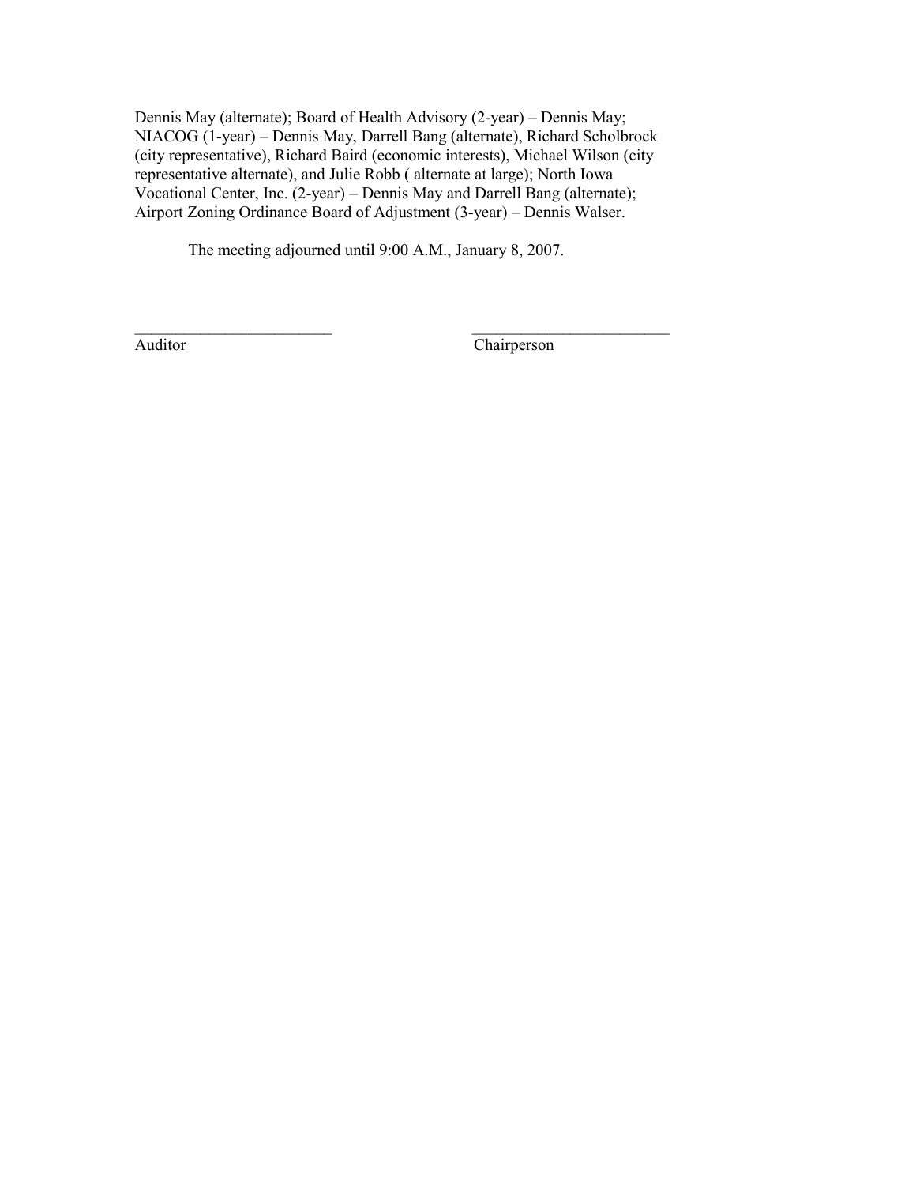Dennis May (alternate); Board of Health Advisory (2-year) – Dennis May; NIACOG (1-year) – Dennis May, Darrell Bang (alternate), Richard Scholbrock (city representative), Richard Baird (economic interests), Michael Wilson (city representative alternate), and Julie Robb ( alternate at large); North Iowa Vocational Center, Inc. (2-year) – Dennis May and Darrell Bang (alternate); Airport Zoning Ordinance Board of Adjustment (3-year) – Dennis Walser.

The meeting adjourned until 9:00 A.M., January 8, 2007.

________________________ ________________________

Auditor Chairperson